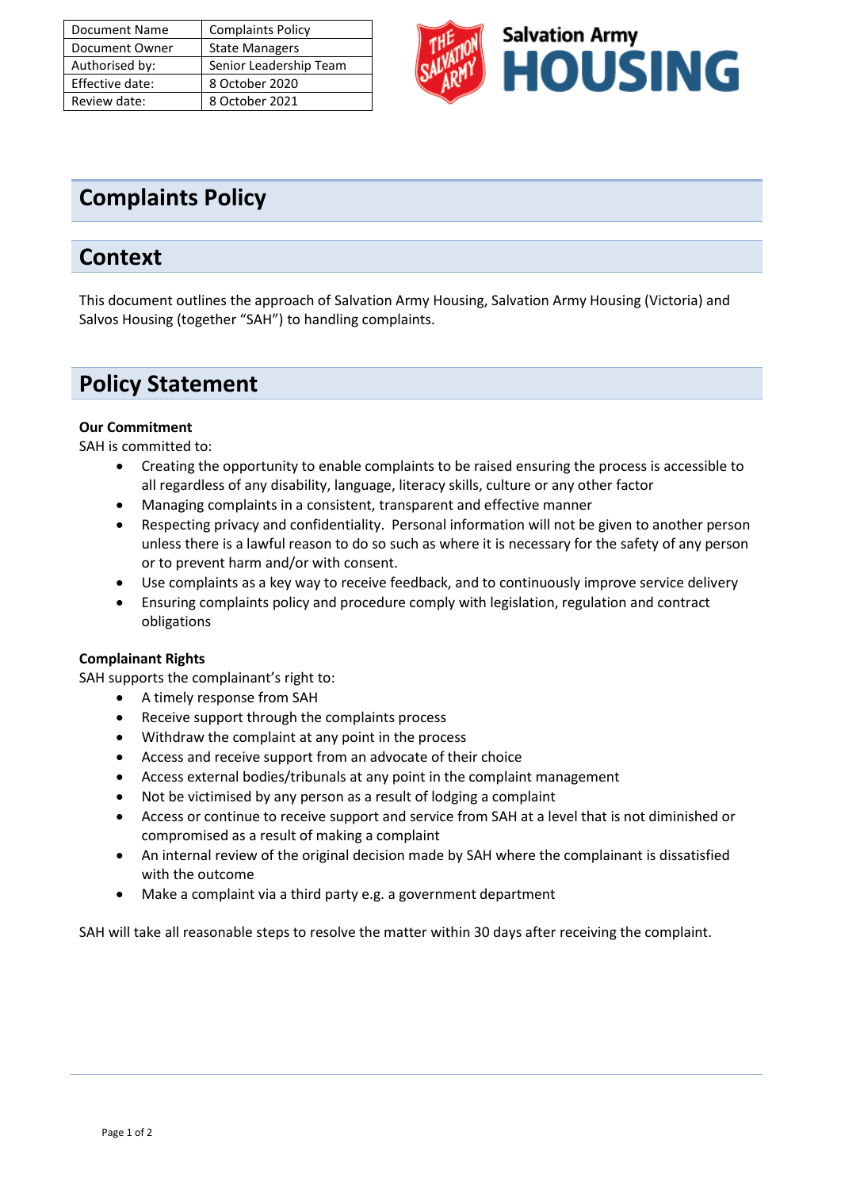| Document Name | Complaints Policy |
|---|---|
| Document Owner | State Managers |
| Authorised by: | Senior Leadership Team |
| Effective date: | 8 October 2020 |
| Review date: | 8 October 2021 |

Salvation Army HOUSING

# Complaints Policy

## Context

This document outlines the approach of Salvation Army Housing, Salvation Army Housing (Victoria) and Salvos Housing (together "SAH") to handling complaints.

## Policy Statement

**Our Commitment**

SAH is committed to:

- Creating the opportunity to enable complaints to be raised ensuring the process is accessible to all regardless of any disability, language, literacy skills, culture or any other factor
- Managing complaints in a consistent, transparent and effective manner
- Respecting privacy and confidentiality. Personal information will not be given to another person unless there is a lawful reason to do so such as where it is necessary for the safety of any person or to prevent harm and/or with consent.
- Use complaints as a key way to receive feedback, and to continuously improve service delivery
- Ensuring complaints policy and procedure comply with legislation, regulation and contract obligations

**Complainant Rights**

SAH supports the complainant's right to:

- A timely response from SAH
- Receive support through the complaints process
- Withdraw the complaint at any point in the process
- Access and receive support from an advocate of their choice
- Access external bodies/tribunals at any point in the complaint management
- Not be victimised by any person as a result of lodging a complaint
- Access or continue to receive support and service from SAH at a level that is not diminished or compromised as a result of making a complaint
- An internal review of the original decision made by SAH where the complainant is dissatisfied with the outcome
- Make a complaint via a third party e.g. a government department

SAH will take all reasonable steps to resolve the matter within 30 days after receiving the complaint.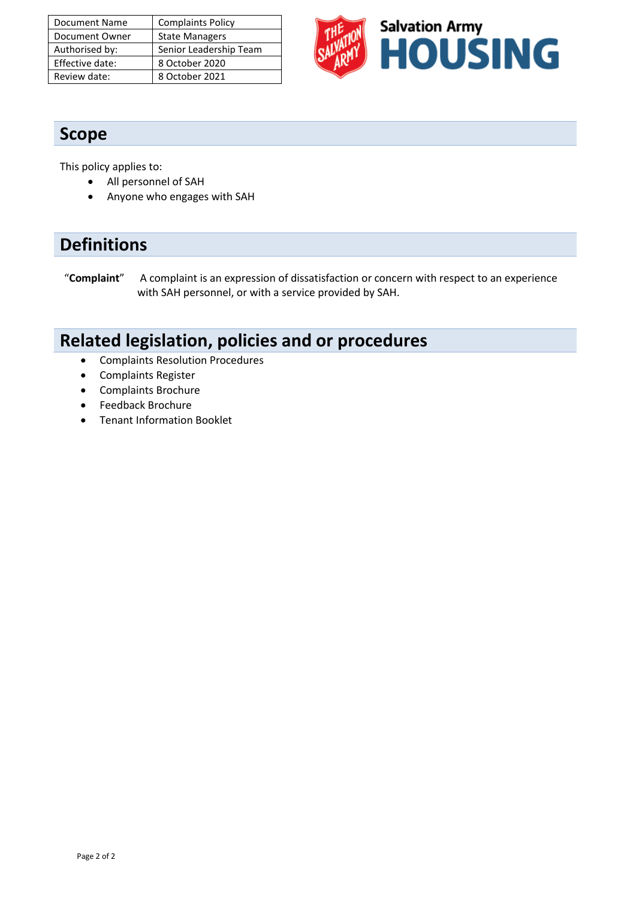| | |
|---|---|
| Document Name | Complaints Policy |
| Document Owner | State Managers |
| Authorised by: | Senior Leadership Team |
| Effective date: | 8 October 2020 |
| Review date: | 8 October 2021 |

Salvation Army **HOUSING**

## Scope

This policy applies to:

- All personnel of SAH
- Anyone who engages with SAH

## Definitions

"**Complaint**" A complaint is an expression of dissatisfaction or concern with respect to an experience with SAH personnel, or with a service provided by SAH.

## Related legislation, policies and or procedures

- Complaints Resolution Procedures
- Complaints Register
- Complaints Brochure
- Feedback Brochure
- Tenant Information Booklet